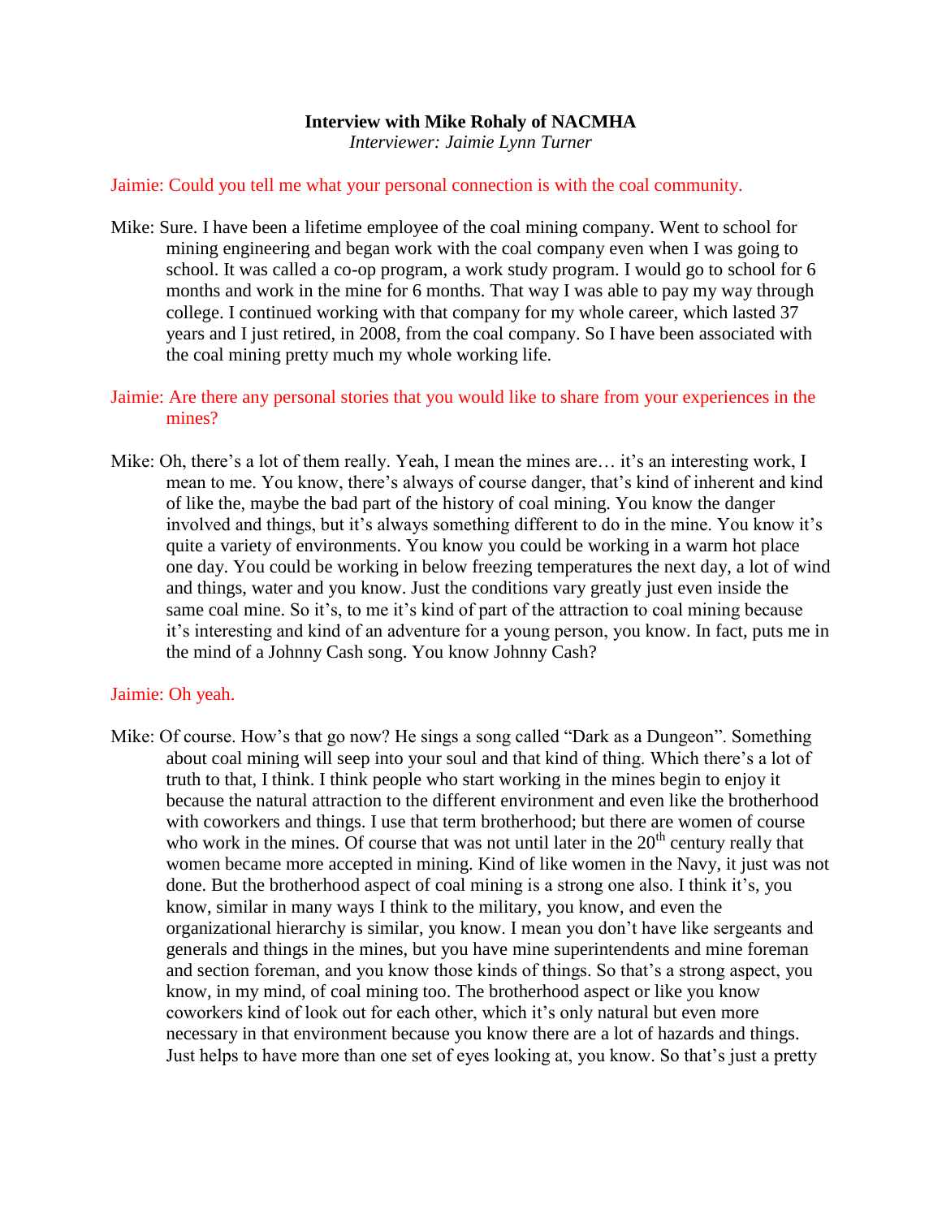**Interview with Mike Rohaly of NACMHA**

*Interviewer: Jaimie Lynn Turner*

Jaimie: Could you tell me what your personal connection is with the coal community.

Mike: Sure. I have been a lifetime employee of the coal mining company. Went to school for mining engineering and began work with the coal company even when I was going to school. It was called a co-op program, a work study program. I would go to school for 6 months and work in the mine for 6 months. That way I was able to pay my way through college. I continued working with that company for my whole career, which lasted 37 years and I just retired, in 2008, from the coal company. So I have been associated with the coal mining pretty much my whole working life.

Jaimie: Are there any personal stories that you would like to share from your experiences in the mines?

Mike: Oh, there's a lot of them really. Yeah, I mean the mines are… it's an interesting work, I mean to me. You know, there's always of course danger, that's kind of inherent and kind of like the, maybe the bad part of the history of coal mining. You know the danger involved and things, but it's always something different to do in the mine. You know it's quite a variety of environments. You know you could be working in a warm hot place one day. You could be working in below freezing temperatures the next day, a lot of wind and things, water and you know. Just the conditions vary greatly just even inside the same coal mine. So it's, to me it's kind of part of the attraction to coal mining because it's interesting and kind of an adventure for a young person, you know. In fact, puts me in the mind of a Johnny Cash song. You know Johnny Cash?

Jaimie: Oh yeah.

Mike: Of course. How's that go now? He sings a song called "Dark as a Dungeon". Something about coal mining will seep into your soul and that kind of thing. Which there's a lot of truth to that, I think. I think people who start working in the mines begin to enjoy it because the natural attraction to the different environment and even like the brotherhood with coworkers and things. I use that term brotherhood; but there are women of course who work in the mines. Of course that was not until later in the 20th century really that women became more accepted in mining. Kind of like women in the Navy, it just was not done. But the brotherhood aspect of coal mining is a strong one also. I think it's, you know, similar in many ways I think to the military, you know, and even the organizational hierarchy is similar, you know. I mean you don't have like sergeants and generals and things in the mines, but you have mine superintendents and mine foreman and section foreman, and you know those kinds of things. So that's a strong aspect, you know, in my mind, of coal mining too. The brotherhood aspect or like you know coworkers kind of look out for each other, which it's only natural but even more necessary in that environment because you know there are a lot of hazards and things. Just helps to have more than one set of eyes looking at, you know. So that's just a pretty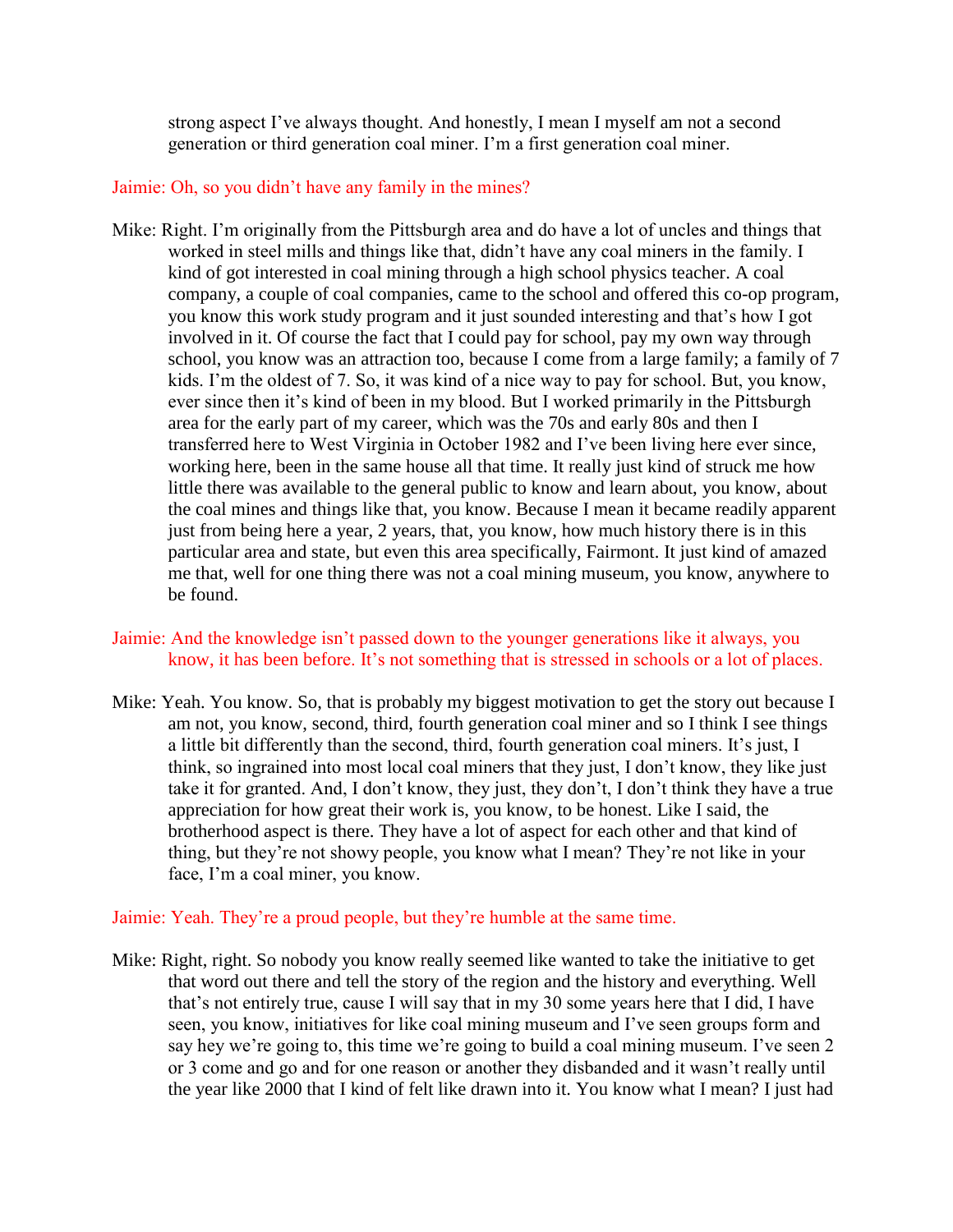strong aspect I've always thought. And honestly, I mean I myself am not a second generation or third generation coal miner. I'm a first generation coal miner.

Jaimie: Oh, so you didn't have any family in the mines?

Mike: Right. I'm originally from the Pittsburgh area and do have a lot of uncles and things that worked in steel mills and things like that, didn't have any coal miners in the family. I kind of got interested in coal mining through a high school physics teacher. A coal company, a couple of coal companies, came to the school and offered this co-op program, you know this work study program and it just sounded interesting and that's how I got involved in it. Of course the fact that I could pay for school, pay my own way through school, you know was an attraction too, because I come from a large family; a family of 7 kids. I'm the oldest of 7. So, it was kind of a nice way to pay for school. But, you know, ever since then it's kind of been in my blood. But I worked primarily in the Pittsburgh area for the early part of my career, which was the 70s and early 80s and then I transferred here to West Virginia in October 1982 and I've been living here ever since, working here, been in the same house all that time. It really just kind of struck me how little there was available to the general public to know and learn about, you know, about the coal mines and things like that, you know. Because I mean it became readily apparent just from being here a year, 2 years, that, you know, how much history there is in this particular area and state, but even this area specifically, Fairmont. It just kind of amazed me that, well for one thing there was not a coal mining museum, you know, anywhere to be found.

Jaimie: And the knowledge isn't passed down to the younger generations like it always, you know, it has been before. It's not something that is stressed in schools or a lot of places.

Mike: Yeah. You know. So, that is probably my biggest motivation to get the story out because I am not, you know, second, third, fourth generation coal miner and so I think I see things a little bit differently than the second, third, fourth generation coal miners. It's just, I think, so ingrained into most local coal miners that they just, I don't know, they like just take it for granted. And, I don't know, they just, they don't, I don't think they have a true appreciation for how great their work is, you know, to be honest. Like I said, the brotherhood aspect is there. They have a lot of aspect for each other and that kind of thing, but they're not showy people, you know what I mean? They're not like in your face, I'm a coal miner, you know.

Jaimie: Yeah. They're a proud people, but they're humble at the same time.

Mike: Right, right. So nobody you know really seemed like wanted to take the initiative to get that word out there and tell the story of the region and the history and everything. Well that's not entirely true, cause I will say that in my 30 some years here that I did, I have seen, you know, initiatives for like coal mining museum and I've seen groups form and say hey we're going to, this time we're going to build a coal mining museum. I've seen 2 or 3 come and go and for one reason or another they disbanded and it wasn't really until the year like 2000 that I kind of felt like drawn into it. You know what I mean? I just had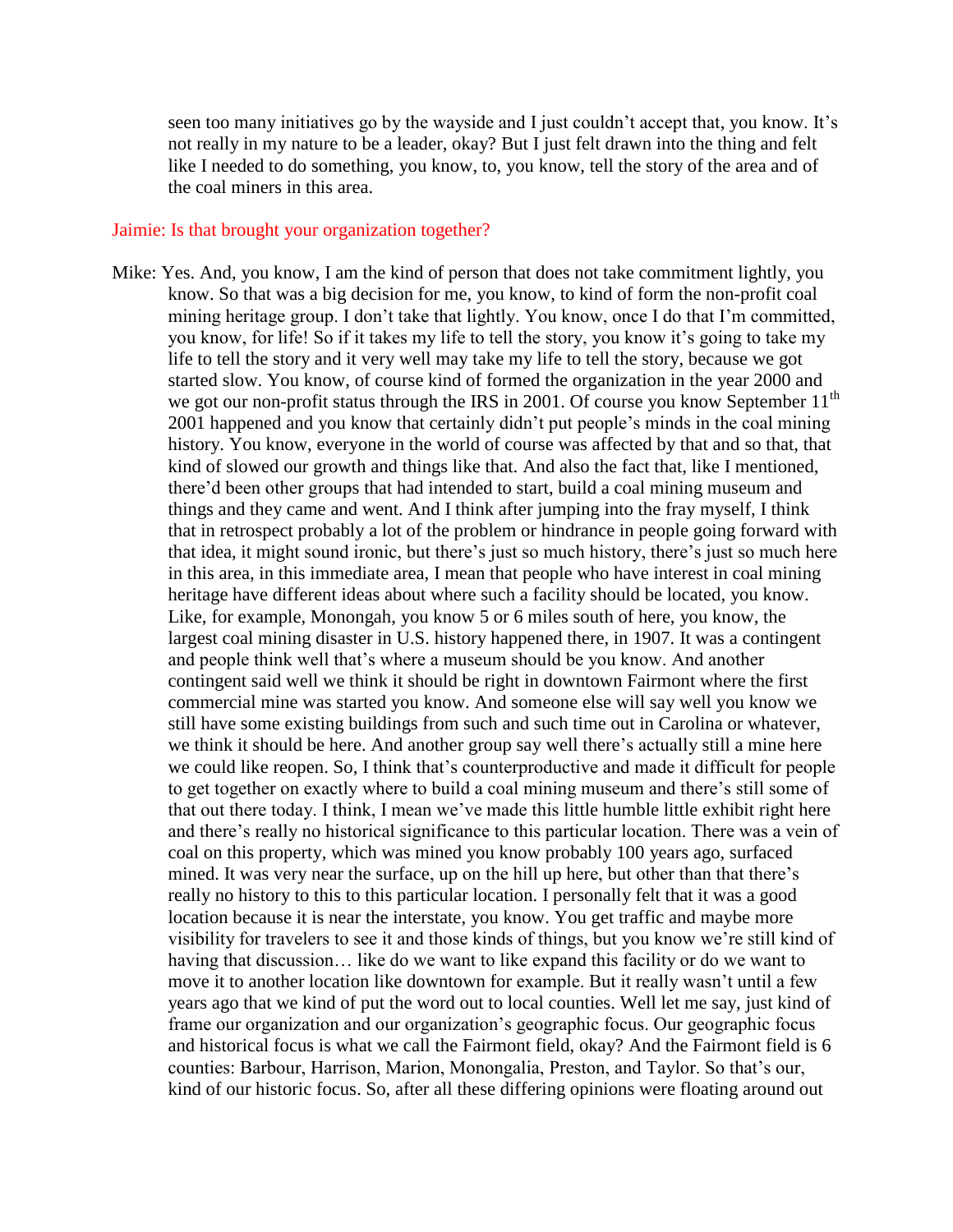seen too many initiatives go by the wayside and I just couldn't accept that, you know. It's not really in my nature to be a leader, okay? But I just felt drawn into the thing and felt like I needed to do something, you know, to, you know, tell the story of the area and of the coal miners in this area.

Jaimie: Is that brought your organization together?

Mike: Yes. And, you know, I am the kind of person that does not take commitment lightly, you know. So that was a big decision for me, you know, to kind of form the non-profit coal mining heritage group. I don't take that lightly. You know, once I do that I'm committed, you know, for life! So if it takes my life to tell the story, you know it's going to take my life to tell the story and it very well may take my life to tell the story, because we got started slow. You know, of course kind of formed the organization in the year 2000 and we got our non-profit status through the IRS in 2001. Of course you know September 11th 2001 happened and you know that certainly didn't put people's minds in the coal mining history. You know, everyone in the world of course was affected by that and so that, that kind of slowed our growth and things like that. And also the fact that, like I mentioned, there'd been other groups that had intended to start, build a coal mining museum and things and they came and went. And I think after jumping into the fray myself, I think that in retrospect probably a lot of the problem or hindrance in people going forward with that idea, it might sound ironic, but there's just so much history, there's just so much here in this area, in this immediate area, I mean that people who have interest in coal mining heritage have different ideas about where such a facility should be located, you know. Like, for example, Monongah, you know 5 or 6 miles south of here, you know, the largest coal mining disaster in U.S. history happened there, in 1907. It was a contingent and people think well that's where a museum should be you know. And another contingent said well we think it should be right in downtown Fairmont where the first commercial mine was started you know. And someone else will say well you know we still have some existing buildings from such and such time out in Carolina or whatever, we think it should be here. And another group say well there's actually still a mine here we could like reopen. So, I think that's counterproductive and made it difficult for people to get together on exactly where to build a coal mining museum and there's still some of that out there today. I think, I mean we've made this little humble little exhibit right here and there's really no historical significance to this particular location. There was a vein of coal on this property, which was mined you know probably 100 years ago, surfaced mined. It was very near the surface, up on the hill up here, but other than that there's really no history to this to this particular location. I personally felt that it was a good location because it is near the interstate, you know. You get traffic and maybe more visibility for travelers to see it and those kinds of things, but you know we're still kind of having that discussion… like do we want to like expand this facility or do we want to move it to another location like downtown for example. But it really wasn't until a few years ago that we kind of put the word out to local counties. Well let me say, just kind of frame our organization and our organization's geographic focus. Our geographic focus and historical focus is what we call the Fairmont field, okay? And the Fairmont field is 6 counties: Barbour, Harrison, Marion, Monongalia, Preston, and Taylor. So that's our, kind of our historic focus. So, after all these differing opinions were floating around out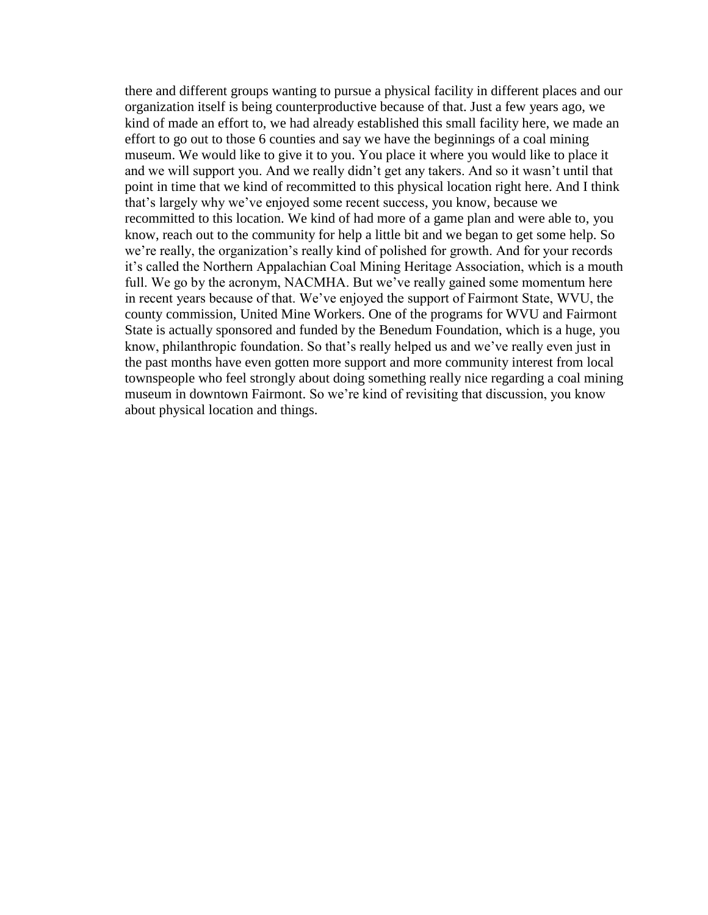there and different groups wanting to pursue a physical facility in different places and our organization itself is being counterproductive because of that. Just a few years ago, we kind of made an effort to, we had already established this small facility here, we made an effort to go out to those 6 counties and say we have the beginnings of a coal mining museum. We would like to give it to you. You place it where you would like to place it and we will support you. And we really didn't get any takers. And so it wasn't until that point in time that we kind of recommitted to this physical location right here. And I think that's largely why we've enjoyed some recent success, you know, because we recommitted to this location. We kind of had more of a game plan and were able to, you know, reach out to the community for help a little bit and we began to get some help. So we're really, the organization's really kind of polished for growth. And for your records it's called the Northern Appalachian Coal Mining Heritage Association, which is a mouth full. We go by the acronym, NACMHA. But we've really gained some momentum here in recent years because of that. We've enjoyed the support of Fairmont State, WVU, the county commission, United Mine Workers. One of the programs for WVU and Fairmont State is actually sponsored and funded by the Benedum Foundation, which is a huge, you know, philanthropic foundation. So that's really helped us and we've really even just in the past months have even gotten more support and more community interest from local townspeople who feel strongly about doing something really nice regarding a coal mining museum in downtown Fairmont. So we're kind of revisiting that discussion, you know about physical location and things.